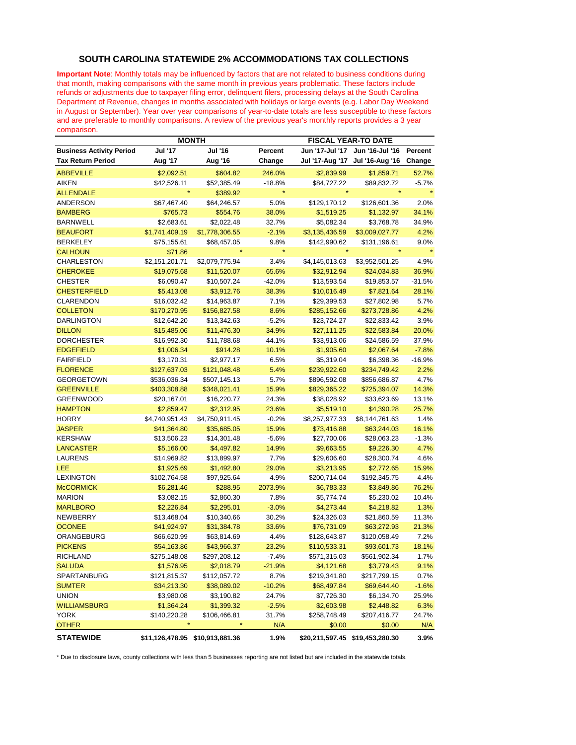## SOUTH CAROLINA STATEWIDE 2% ACCOMMODATIONS TAX COLLECTIONS

**Important Note**: Monthly totals may be influenced by factors that are not related to business conditions during that month, making comparisons with the same month in previous years problematic. These factors include refunds or adjustments due to taxpayer filing error, delinquent filers, processing delays at the South Carolina Department of Revenue, changes in months associated with holidays or large events (e.g. Labor Day Weekend in August or September). Year over year comparisons of year-to-date totals are less susceptible to these factors and are preferable to monthly comparisons. A review of the previous year's monthly reports provides a 3 year comparison.

| | MONTH | | | FISCAL YEAR-TO DATE | | |
|---|---|---|---|---|---|---|
| **Business Activity Period** | **Jul '17** | **Jul '16** | **Percent** | **Jun '17-Jul '17** | **Jun '16-Jul '16** | **Percent** |
| **Tax Return Period** | **Aug '17** | **Aug '16** | **Change** | **Jul '17-Aug '17** | **Jul '16-Aug '16** | **Change** |
| ABBEVILLE | $2,092.51 | $604.82 | 246.0% | $2,839.99 | $1,859.71 | 52.7% |
| AIKEN | $42,526.11 | $52,385.49 | -18.8% | $84,727.22 | $89,832.72 | -5.7% |
| ALLENDALE | * | $389.92 | * | * | * | * |
| ANDERSON | $67,467.40 | $64,246.57 | 5.0% | $129,170.12 | $126,601.36 | 2.0% |
| BAMBERG | $765.73 | $554.76 | 38.0% | $1,519.25 | $1,132.97 | 34.1% |
| BARNWELL | $2,683.61 | $2,022.48 | 32.7% | $5,082.34 | $3,768.78 | 34.9% |
| BEAUFORT | $1,741,409.19 | $1,778,306.55 | -2.1% | $3,135,436.59 | $3,009,027.77 | 4.2% |
| BERKELEY | $75,155.61 | $68,457.05 | 9.8% | $142,990.62 | $131,196.61 | 9.0% |
| CALHOUN | $71.86 | * | * | * | * | * |
| CHARLESTON | $2,151,201.71 | $2,079,775.94 | 3.4% | $4,145,013.63 | $3,952,501.25 | 4.9% |
| CHEROKEE | $19,075.68 | $11,520.07 | 65.6% | $32,912.94 | $24,034.83 | 36.9% |
| CHESTER | $6,090.47 | $10,507.24 | -42.0% | $13,593.54 | $19,853.57 | -31.5% |
| CHESTERFIELD | $5,413.08 | $3,912.76 | 38.3% | $10,016.49 | $7,821.64 | 28.1% |
| CLARENDON | $16,032.42 | $14,963.87 | 7.1% | $29,399.53 | $27,802.98 | 5.7% |
| COLLETON | $170,270.95 | $156,827.58 | 8.6% | $285,152.66 | $273,728.86 | 4.2% |
| DARLINGTON | $12,642.20 | $13,342.63 | -5.2% | $23,724.27 | $22,833.42 | 3.9% |
| DILLON | $15,485.06 | $11,476.30 | 34.9% | $27,111.25 | $22,583.84 | 20.0% |
| DORCHESTER | $16,992.30 | $11,788.68 | 44.1% | $33,913.06 | $24,586.59 | 37.9% |
| EDGEFIELD | $1,006.34 | $914.28 | 10.1% | $1,905.60 | $2,067.64 | -7.8% |
| FAIRFIELD | $3,170.31 | $2,977.17 | 6.5% | $5,319.04 | $6,398.36 | -16.9% |
| FLORENCE | $127,637.03 | $121,048.48 | 5.4% | $239,922.60 | $234,749.42 | 2.2% |
| GEORGETOWN | $536,036.34 | $507,145.13 | 5.7% | $896,592.08 | $856,686.87 | 4.7% |
| GREENVILLE | $403,308.88 | $348,021.41 | 15.9% | $829,365.22 | $725,394.07 | 14.3% |
| GREENWOOD | $20,167.01 | $16,220.77 | 24.3% | $38,028.92 | $33,623.69 | 13.1% |
| HAMPTON | $2,859.47 | $2,312.95 | 23.6% | $5,519.10 | $4,390.28 | 25.7% |
| HORRY | $4,740,951.43 | $4,750,911.45 | -0.2% | $8,257,977.33 | $8,144,761.63 | 1.4% |
| JASPER | $41,364.80 | $35,685.05 | 15.9% | $73,416.88 | $63,244.03 | 16.1% |
| KERSHAW | $13,506.23 | $14,301.48 | -5.6% | $27,700.06 | $28,063.23 | -1.3% |
| LANCASTER | $5,166.00 | $4,497.82 | 14.9% | $9,663.55 | $9,226.30 | 4.7% |
| LAURENS | $14,969.82 | $13,899.97 | 7.7% | $29,606.60 | $28,300.74 | 4.6% |
| LEE | $1,925.69 | $1,492.80 | 29.0% | $3,213.95 | $2,772.65 | 15.9% |
| LEXINGTON | $102,764.58 | $97,925.64 | 4.9% | $200,714.04 | $192,345.75 | 4.4% |
| McCORMICK | $6,281.46 | $288.95 | 2073.9% | $6,783.33 | $3,849.86 | 76.2% |
| MARION | $3,082.15 | $2,860.30 | 7.8% | $5,774.74 | $5,230.02 | 10.4% |
| MARLBORO | $2,226.84 | $2,295.01 | -3.0% | $4,273.44 | $4,218.82 | 1.3% |
| NEWBERRY | $13,468.04 | $10,340.66 | 30.2% | $24,326.03 | $21,860.59 | 11.3% |
| OCONEE | $41,924.97 | $31,384.78 | 33.6% | $76,731.09 | $63,272.93 | 21.3% |
| ORANGEBURG | $66,620.99 | $63,814.69 | 4.4% | $128,643.87 | $120,058.49 | 7.2% |
| PICKENS | $54,163.86 | $43,966.37 | 23.2% | $110,533.31 | $93,601.73 | 18.1% |
| RICHLAND | $275,148.08 | $297,208.12 | -7.4% | $571,315.03 | $561,902.34 | 1.7% |
| SALUDA | $1,576.95 | $2,018.79 | -21.9% | $4,121.68 | $3,779.43 | 9.1% |
| SPARTANBURG | $121,815.37 | $112,057.72 | 8.7% | $219,341.80 | $217,799.15 | 0.7% |
| SUMTER | $34,213.30 | $38,089.02 | -10.2% | $68,497.84 | $69,644.40 | -1.6% |
| UNION | $3,980.08 | $3,190.82 | 24.7% | $7,726.30 | $6,134.70 | 25.9% |
| WILLIAMSBURG | $1,364.24 | $1,399.32 | -2.5% | $2,603.98 | $2,448.82 | 6.3% |
| YORK | $140,220.28 | $106,466.81 | 31.7% | $258,748.49 | $207,416.77 | 24.7% |
| OTHER | * | * | N/A | $0.00 | $0.00 | N/A |
| **STATEWIDE** | **$11,126,478.95** | **$10,913,881.36** | **1.9%** | **$20,211,597.45** | **$19,453,280.30** | **3.9%** |

* Due to disclosure laws, county collections with less than 5 businesses reporting are not listed but are included in the statewide totals.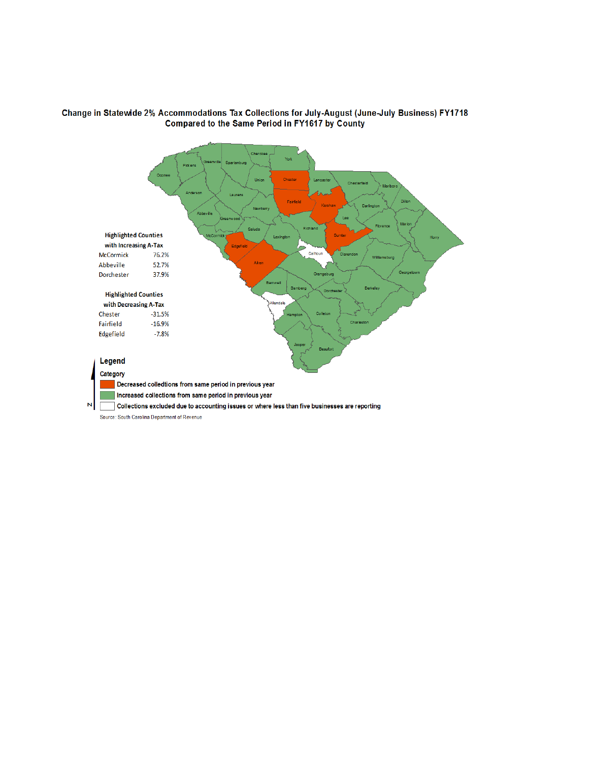## Change in Statewide 2% Accommodations Tax Collections for July-August (June-July Business) FY1718 Compared to the Same Period in FY1617 by County

Cherokee
York
Pickens
Greenville
Spartanburg
Oconee
Union
Chester
Lancaster
Chesterfield
Marlboro
Anderson
Laurens
Fairfield
Kershaw
Darlington
Dillon
Newberry
Abbeville
Greenwood
Lee
Marion
Florence
Saluda
Richland
McCormick
Lexington
Sumter
Horry
Edgefield
Calhoun
Clarendon
Williamsburg
Aiken
Orangeburg
Georgetown
Barnwell
Bamberg
Dorchester
Berkeley
Allendale
Hampton
Colleton
Charleston
Jasper
Beaufort

**Highlighted Counties with Increasing A-Tax**

| | |
|---|---|
| McCormick | 76.2% |
| Abbeville | 52.7% |
| Dorchester | 37.9% |

**Highlighted Counties with Decreasing A-Tax**

| | |
|---|---|
| Chester | -31.5% |
| Fairfield | -16.9% |
| Edgefield | -7.8% |

**Legend**

**Category**

- Decreased colledtions from same period in previous year
- Increased collections from same period in previous year
- Collections excluded due to accounting issues or where less than five businesses are reporting

N

Source: South Carolina Department of Revenue